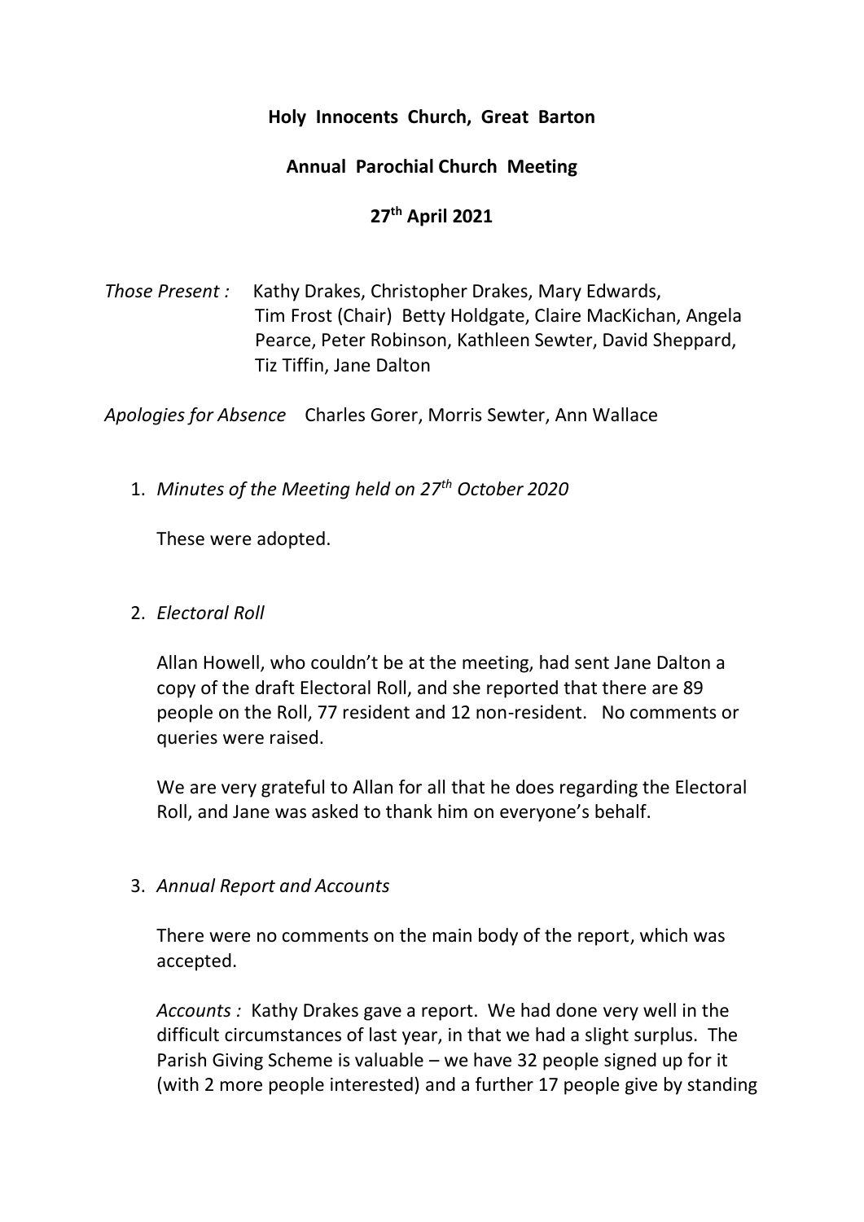**Holy Innocents Church, Great Barton**

**Annual Parochial Church Meeting**

**27th April 2021**

*Those Present :* Kathy Drakes, Christopher Drakes, Mary Edwards, Tim Frost (Chair) Betty Holdgate, Claire MacKichan, Angela Pearce, Peter Robinson, Kathleen Sewter, David Sheppard, Tiz Tiffin, Jane Dalton

*Apologies for Absence* Charles Gorer, Morris Sewter, Ann Wallace

1. *Minutes of the Meeting held on 27th October 2020*

   These were adopted.

2. *Electoral Roll*

   Allan Howell, who couldn't be at the meeting, had sent Jane Dalton a copy of the draft Electoral Roll, and she reported that there are 89 people on the Roll, 77 resident and 12 non-resident. No comments or queries were raised.

   We are very grateful to Allan for all that he does regarding the Electoral Roll, and Jane was asked to thank him on everyone's behalf.

3. *Annual Report and Accounts*

   There were no comments on the main body of the report, which was accepted.

   *Accounts :* Kathy Drakes gave a report. We had done very well in the difficult circumstances of last year, in that we had a slight surplus. The Parish Giving Scheme is valuable – we have 32 people signed up for it (with 2 more people interested) and a further 17 people give by standing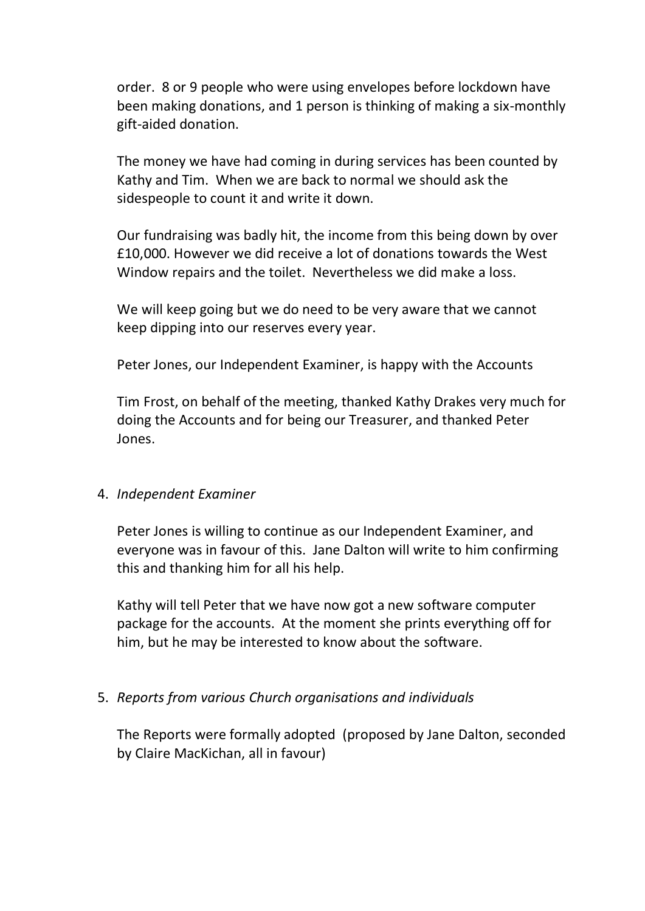order. 8 or 9 people who were using envelopes before lockdown have been making donations, and 1 person is thinking of making a six-monthly gift-aided donation.

The money we have had coming in during services has been counted by Kathy and Tim. When we are back to normal we should ask the sidespeople to count it and write it down.

Our fundraising was badly hit, the income from this being down by over £10,000. However we did receive a lot of donations towards the West Window repairs and the toilet. Nevertheless we did make a loss.

We will keep going but we do need to be very aware that we cannot keep dipping into our reserves every year.

Peter Jones, our Independent Examiner, is happy with the Accounts

Tim Frost, on behalf of the meeting, thanked Kathy Drakes very much for doing the Accounts and for being our Treasurer, and thanked Peter Jones.

4. *Independent Examiner*

   Peter Jones is willing to continue as our Independent Examiner, and everyone was in favour of this. Jane Dalton will write to him confirming this and thanking him for all his help.

   Kathy will tell Peter that we have now got a new software computer package for the accounts. At the moment she prints everything off for him, but he may be interested to know about the software.

5. *Reports from various Church organisations and individuals*

   The Reports were formally adopted (proposed by Jane Dalton, seconded by Claire MacKichan, all in favour)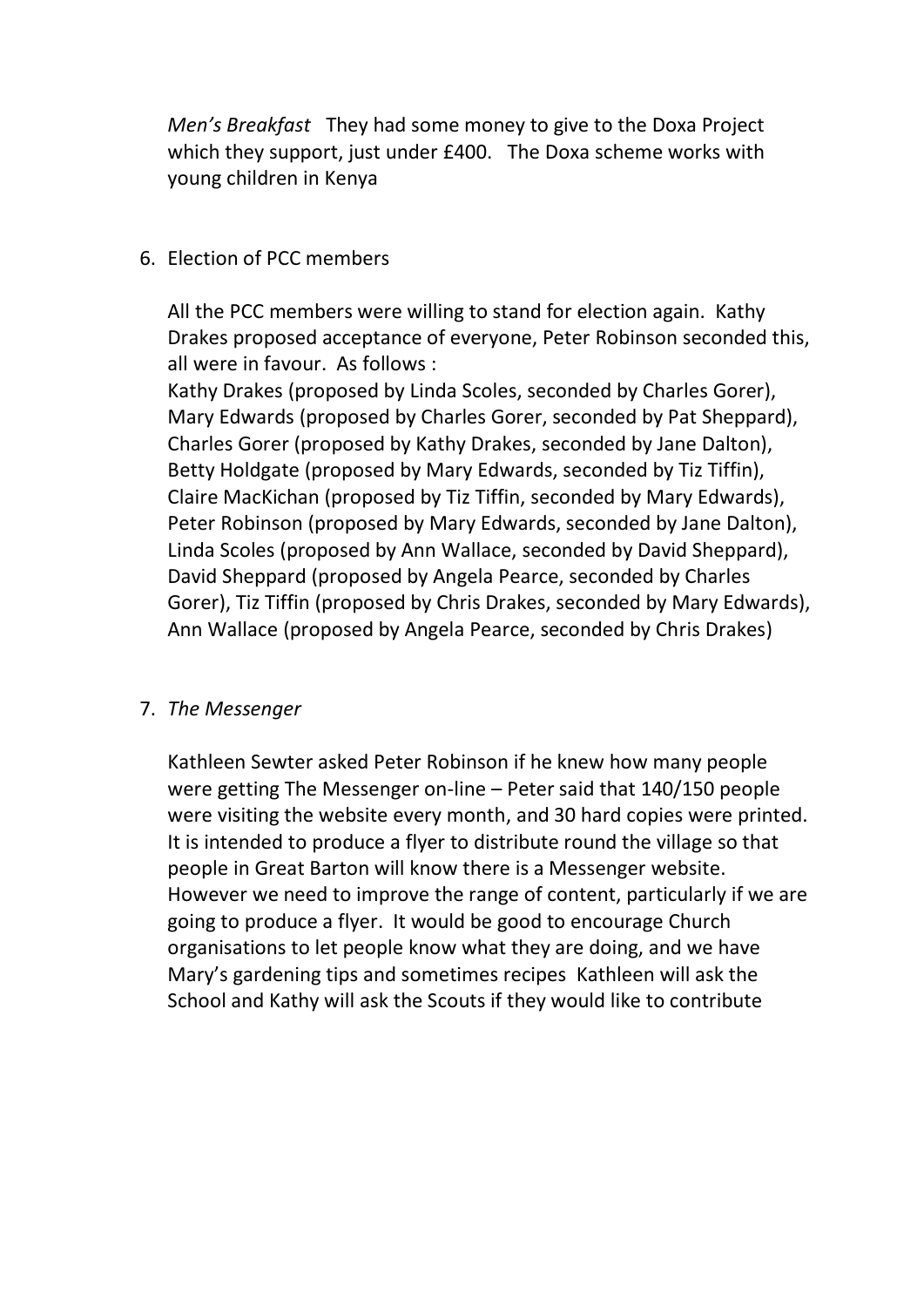*Men's Breakfast* They had some money to give to the Doxa Project which they support, just under £400. The Doxa scheme works with young children in Kenya

6. Election of PCC members

   All the PCC members were willing to stand for election again. Kathy Drakes proposed acceptance of everyone, Peter Robinson seconded this, all were in favour. As follows :
   Kathy Drakes (proposed by Linda Scoles, seconded by Charles Gorer), Mary Edwards (proposed by Charles Gorer, seconded by Pat Sheppard), Charles Gorer (proposed by Kathy Drakes, seconded by Jane Dalton), Betty Holdgate (proposed by Mary Edwards, seconded by Tiz Tiffin), Claire MacKichan (proposed by Tiz Tiffin, seconded by Mary Edwards), Peter Robinson (proposed by Mary Edwards, seconded by Jane Dalton), Linda Scoles (proposed by Ann Wallace, seconded by David Sheppard), David Sheppard (proposed by Angela Pearce, seconded by Charles Gorer), Tiz Tiffin (proposed by Chris Drakes, seconded by Mary Edwards), Ann Wallace (proposed by Angela Pearce, seconded by Chris Drakes)

7. *The Messenger*

   Kathleen Sewter asked Peter Robinson if he knew how many people were getting The Messenger on-line – Peter said that 140/150 people were visiting the website every month, and 30 hard copies were printed. It is intended to produce a flyer to distribute round the village so that people in Great Barton will know there is a Messenger website. However we need to improve the range of content, particularly if we are going to produce a flyer. It would be good to encourage Church organisations to let people know what they are doing, and we have Mary's gardening tips and sometimes recipes Kathleen will ask the School and Kathy will ask the Scouts if they would like to contribute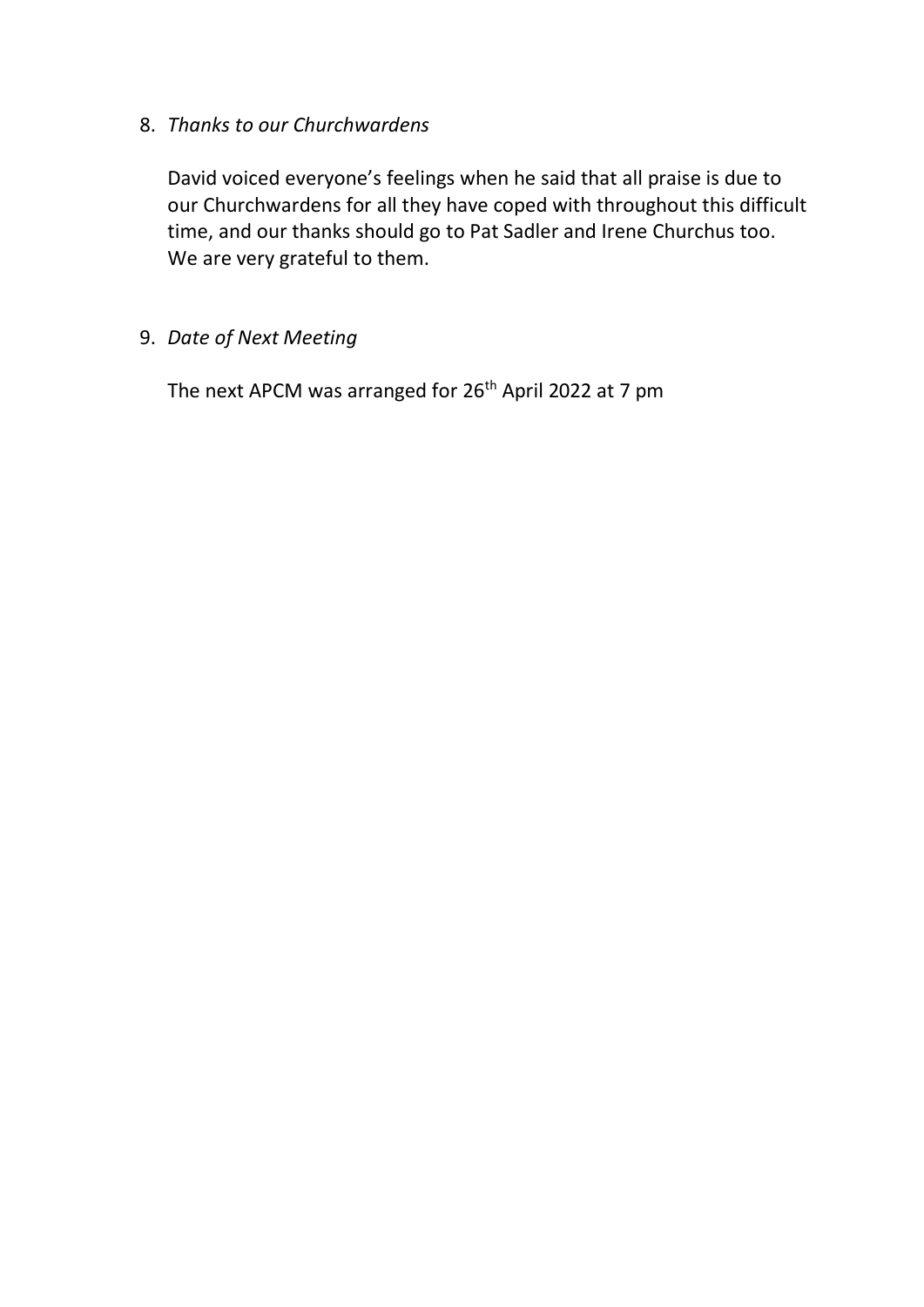8. *Thanks to our Churchwardens*

   David voiced everyone's feelings when he said that all praise is due to our Churchwardens for all they have coped with throughout this difficult time, and our thanks should go to Pat Sadler and Irene Churchus too. We are very grateful to them.

9. *Date of Next Meeting*

   The next APCM was arranged for 26th April 2022 at 7 pm